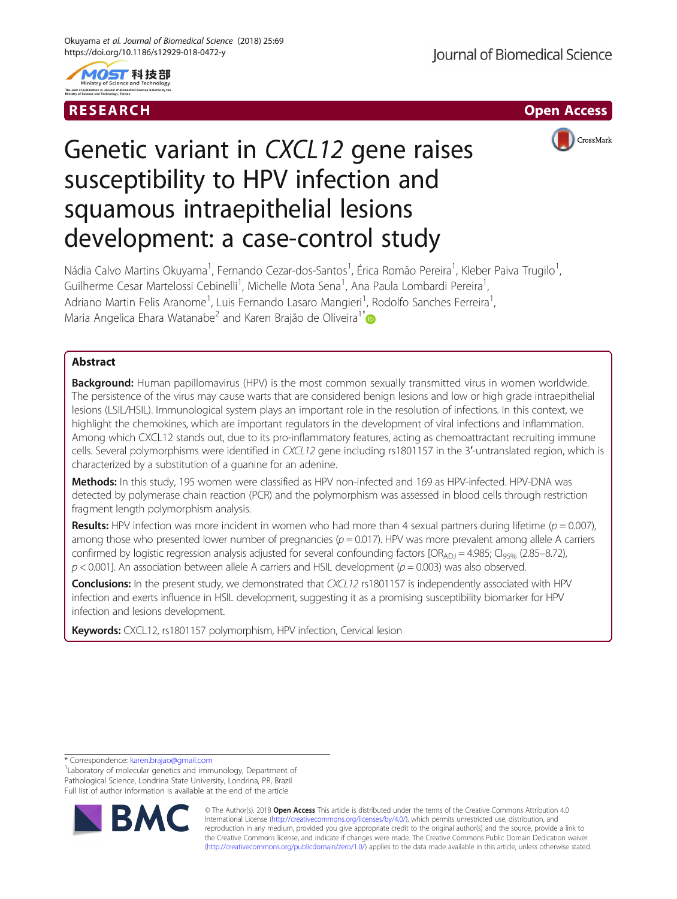RESEARCH

Open Access

# Genetic variant in *CXCL12* gene raises susceptibility to HPV infection and squamous intraepithelial lesions development: a case-control study

Nádia Calvo Martins Okuyama[1], Fernando Cezar-dos-Santos[1], Érica Romão Pereira[1], Kleber Paiva Trugilo[1], Guilherme Cesar Martelossi Cebinelli[1], Michelle Mota Sena[1], Ana Paula Lombardi Pereira[1], Adriano Martin Felis Aranome[1], Luis Fernando Lasaro Mangieri[1], Rodolfo Sanches Ferreira[1], Maria Angelica Ehara Watanabe[2] and Karen Brajão de Oliveira[1*]

## Abstract

**Background:** Human papillomavirus (HPV) is the most common sexually transmitted virus in women worldwide. The persistence of the virus may cause warts that are considered benign lesions and low or high grade intraepithelial lesions (LSIL/HSIL). Immunological system plays an important role in the resolution of infections. In this context, we highlight the chemokines, which are important regulators in the development of viral infections and inflammation. Among which CXCL12 stands out, due to its pro-inflammatory features, acting as chemoattractant recruiting immune cells. Several polymorphisms were identified in *CXCL12* gene including rs1801157 in the 3′-untranslated region, which is characterized by a substitution of a guanine for an adenine.

**Methods:** In this study, 195 women were classified as HPV non-infected and 169 as HPV-infected. HPV-DNA was detected by polymerase chain reaction (PCR) and the polymorphism was assessed in blood cells through restriction fragment length polymorphism analysis.

**Results:** HPV infection was more incident in women who had more than 4 sexual partners during lifetime ($p = 0.007$), among those who presented lower number of pregnancies ($p = 0.017$). HPV was more prevalent among allele A carriers confirmed by logistic regression analysis adjusted for several confounding factors [$OR_{ADJ} = 4.985$; $CI_{95\%}$ (2.85–8.72), $p < 0.001$]. An association between allele A carriers and HSIL development ($p = 0.003$) was also observed.

**Conclusions:** In the present study, we demonstrated that *CXCL12* rs1801157 is independently associated with HPV infection and exerts influence in HSIL development, suggesting it as a promising susceptibility biomarker for HPV infection and lesions development.

**Keywords:** CXCL12, rs1801157 polymorphism, HPV infection, Cervical lesion

\* Correspondence: karen.brajao@gmail.com
[1]Laboratory of molecular genetics and immunology, Department of Pathological Science, Londrina State University, Londrina, PR, Brazil
Full list of author information is available at the end of the article

© The Author(s). 2018 **Open Access** This article is distributed under the terms of the Creative Commons Attribution 4.0 International License (http://creativecommons.org/licenses/by/4.0/), which permits unrestricted use, distribution, and reproduction in any medium, provided you give appropriate credit to the original author(s) and the source, provide a link to the Creative Commons license, and indicate if changes were made. The Creative Commons Public Domain Dedication waiver (http://creativecommons.org/publicdomain/zero/1.0/) applies to the data made available in this article, unless otherwise stated.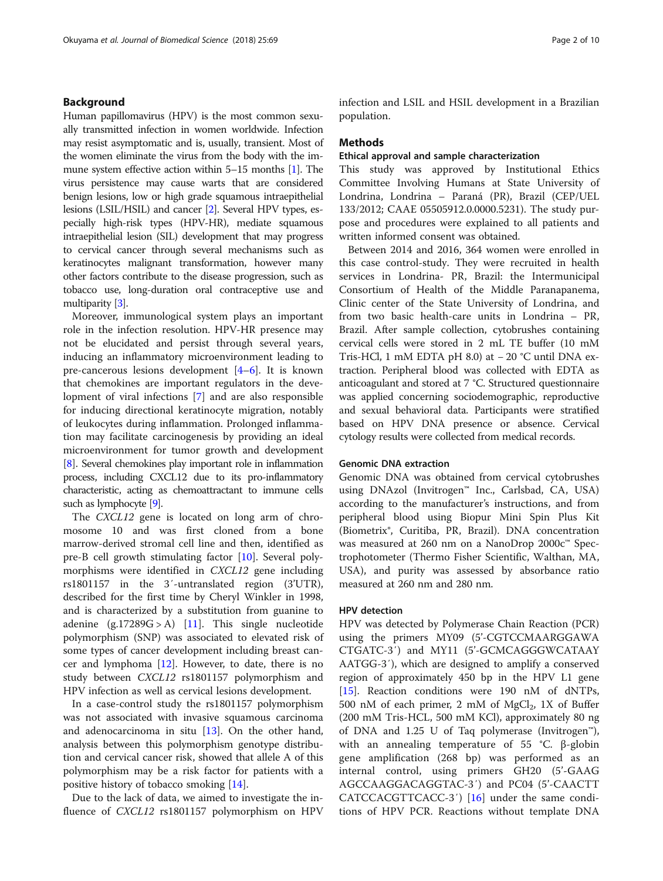## Background

Human papillomavirus (HPV) is the most common sexually transmitted infection in women worldwide. Infection may resist asymptomatic and is, usually, transient. Most of the women eliminate the virus from the body with the immune system effective action within 5–15 months [1]. The virus persistence may cause warts that are considered benign lesions, low or high grade squamous intraepithelial lesions (LSIL/HSIL) and cancer [2]. Several HPV types, especially high-risk types (HPV-HR), mediate squamous intraepithelial lesion (SIL) development that may progress to cervical cancer through several mechanisms such as keratinocytes malignant transformation, however many other factors contribute to the disease progression, such as tobacco use, long-duration oral contraceptive use and multiparity [3].

Moreover, immunological system plays an important role in the infection resolution. HPV-HR presence may not be elucidated and persist through several years, inducing an inflammatory microenvironment leading to pre-cancerous lesions development [4–6]. It is known that chemokines are important regulators in the development of viral infections [7] and are also responsible for inducing directional keratinocyte migration, notably of leukocytes during inflammation. Prolonged inflammation may facilitate carcinogenesis by providing an ideal microenvironment for tumor growth and development [8]. Several chemokines play important role in inflammation process, including CXCL12 due to its pro-inflammatory characteristic, acting as chemoattractant to immune cells such as lymphocyte [9].

The *CXCL12* gene is located on long arm of chromosome 10 and was first cloned from a bone marrow-derived stromal cell line and then, identified as pre-B cell growth stimulating factor [10]. Several polymorphisms were identified in *CXCL12* gene including rs1801157 in the 3′-untranslated region (3'UTR), described for the first time by Cheryl Winkler in 1998, and is characterized by a substitution from guanine to adenine (g.17289G > A) [11]. This single nucleotide polymorphism (SNP) was associated to elevated risk of some types of cancer development including breast cancer and lymphoma [12]. However, to date, there is no study between *CXCL12* rs1801157 polymorphism and HPV infection as well as cervical lesions development.

In a case-control study the rs1801157 polymorphism was not associated with invasive squamous carcinoma and adenocarcinoma in situ [13]. On the other hand, analysis between this polymorphism genotype distribution and cervical cancer risk, showed that allele A of this polymorphism may be a risk factor for patients with a positive history of tobacco smoking [14].

Due to the lack of data, we aimed to investigate the influence of *CXCL12* rs1801157 polymorphism on HPV infection and LSIL and HSIL development in a Brazilian population.

## Methods

### Ethical approval and sample characterization

This study was approved by Institutional Ethics Committee Involving Humans at State University of Londrina, Londrina – Paraná (PR), Brazil (CEP/UEL 133/2012; CAAE 05505912.0.0000.5231). The study purpose and procedures were explained to all patients and written informed consent was obtained.

Between 2014 and 2016, 364 women were enrolled in this case control-study. They were recruited in health services in Londrina- PR, Brazil: the Intermunicipal Consortium of Health of the Middle Paranapanema, Clinic center of the State University of Londrina, and from two basic health-care units in Londrina – PR, Brazil. After sample collection, cytobrushes containing cervical cells were stored in 2 mL TE buffer (10 mM Tris-HCl, 1 mM EDTA pH 8.0) at − 20 °C until DNA extraction. Peripheral blood was collected with EDTA as anticoagulant and stored at 7 °C. Structured questionnaire was applied concerning sociodemographic, reproductive and sexual behavioral data. Participants were stratified based on HPV DNA presence or absence. Cervical cytology results were collected from medical records.

### Genomic DNA extraction

Genomic DNA was obtained from cervical cytobrushes using DNAzol (Invitrogen™ Inc., Carlsbad, CA, USA) according to the manufacturer's instructions, and from peripheral blood using Biopur Mini Spin Plus Kit (Biometrix®, Curitiba, PR, Brazil). DNA concentration was measured at 260 nm on a NanoDrop 2000c™ Spectrophotometer (Thermo Fisher Scientific, Walthan, MA, USA), and purity was assessed by absorbance ratio measured at 260 nm and 280 nm.

### HPV detection

HPV was detected by Polymerase Chain Reaction (PCR) using the primers MY09 (5'-CGTCCMAARGGAWA CTGATC-3′) and MY11 (5'-GCMCAGGGWCATAAY AATGG-3′), which are designed to amplify a conserved region of approximately 450 bp in the HPV L1 gene [15]. Reaction conditions were 190 nM of dNTPs, 500 nM of each primer, 2 mM of $MgCl_2$, 1X of Buffer (200 mM Tris-HCL, 500 mM KCl), approximately 80 ng of DNA and 1.25 U of Taq polymerase (Invitrogen™), with an annealing temperature of 55 °C. β-globin gene amplification (268 bp) was performed as an internal control, using primers GH20 (5'-GAAG AGCCAAGGACAGGTAC-3′) and PC04 (5'-CAACTT CATCCACGTTCACC-3′) [16] under the same conditions of HPV PCR. Reactions without template DNA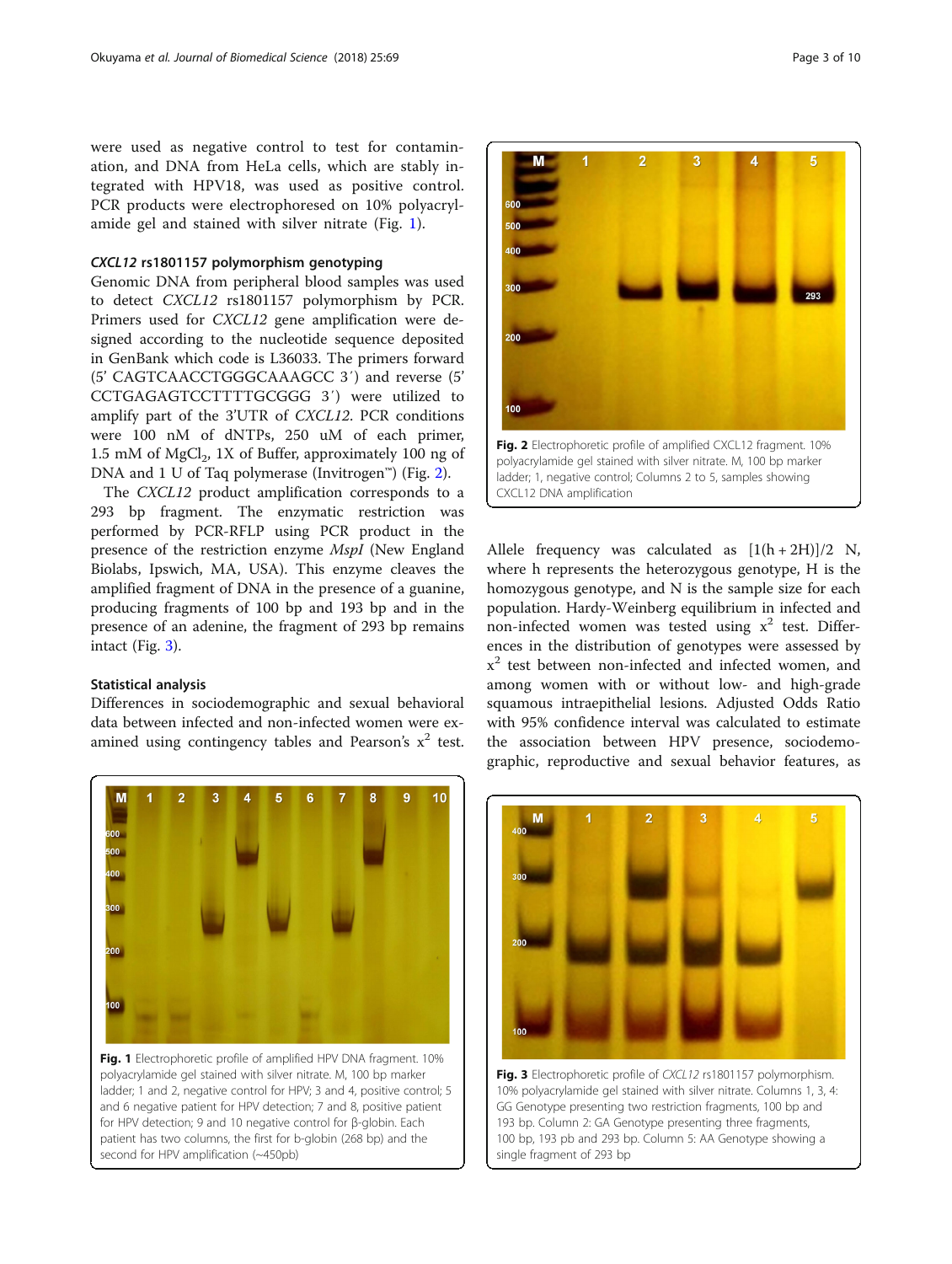were used as negative control to test for contamination, and DNA from HeLa cells, which are stably integrated with HPV18, was used as positive control. PCR products were electrophoresed on 10% polyacrylamide gel and stained with silver nitrate (Fig. 1).

### *CXCL12* rs1801157 polymorphism genotyping

Genomic DNA from peripheral blood samples was used to detect *CXCL12* rs1801157 polymorphism by PCR. Primers used for *CXCL12* gene amplification were designed according to the nucleotide sequence deposited in GenBank which code is L36033. The primers forward (5' CAGTCAACCTGGGCAAAGCC 3′) and reverse (5' CCTGAGAGTCCTTTTGCGGG 3′) were utilized to amplify part of the 3'UTR of *CXCL12*. PCR conditions were 100 nM of dNTPs, 250 uM of each primer, 1.5 mM of $MgCl_2$, 1X of Buffer, approximately 100 ng of DNA and 1 U of Taq polymerase (Invitrogen™) (Fig. 2).

The *CXCL12* product amplification corresponds to a 293 bp fragment. The enzymatic restriction was performed by PCR-RFLP using PCR product in the presence of the restriction enzyme *MspI* (New England Biolabs, Ipswich, MA, USA). This enzyme cleaves the amplified fragment of DNA in the presence of a guanine, producing fragments of 100 bp and 193 bp and in the presence of an adenine, the fragment of 293 bp remains intact (Fig. 3).

### Statistical analysis

Differences in sociodemographic and sexual behavioral data between infected and non-infected women were examined using contingency tables and Pearson's $x^2$ test. Allele frequency was calculated as $[1(h + 2H)]/2\ N$, where h represents the heterozygous genotype, H is the homozygous genotype, and N is the sample size for each population. Hardy-Weinberg equilibrium in infected and non-infected women was tested using $x^2$ test. Differences in the distribution of genotypes were assessed by $x^2$ test between non-infected and infected women, and among women with or without low- and high-grade squamous intraepithelial lesions. Adjusted Odds Ratio with 95% confidence interval was calculated to estimate the association between HPV presence, sociodemographic, reproductive and sexual behavior features, as

**Fig. 1** Electrophoretic profile of amplified HPV DNA fragment. 10% polyacrylamide gel stained with silver nitrate. M, 100 bp marker ladder; 1 and 2, negative control for HPV; 3 and 4, positive control; 5 and 6 negative patient for HPV detection; 7 and 8, positive patient for HPV detection; 9 and 10 negative control for β-globin. Each patient has two columns, the first for b-globin (268 bp) and the second for HPV amplification (~450pb)

**Fig. 2** Electrophoretic profile of amplified CXCL12 fragment. 10% polyacrylamide gel stained with silver nitrate. M, 100 bp marker ladder; 1, negative control; Columns 2 to 5, samples showing CXCL12 DNA amplification

**Fig. 3** Electrophoretic profile of *CXCL12* rs1801157 polymorphism. 10% polyacrylamide gel stained with silver nitrate. Columns 1, 3, 4: GG Genotype presenting two restriction fragments, 100 bp and 193 bp. Column 2: GA Genotype presenting three fragments, 100 bp, 193 pb and 293 bp. Column 5: AA Genotype showing a single fragment of 293 bp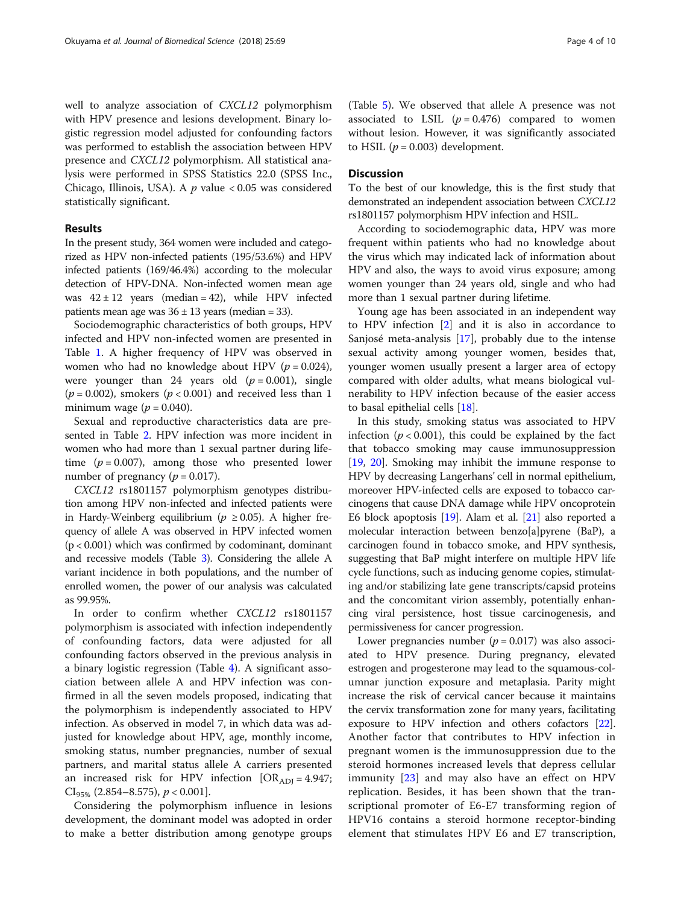well to analyze association of *CXCL12* polymorphism with HPV presence and lesions development. Binary logistic regression model adjusted for confounding factors was performed to establish the association between HPV presence and *CXCL12* polymorphism. All statistical analysis were performed in SPSS Statistics 22.0 (SPSS Inc., Chicago, Illinois, USA). A $p$ value < 0.05 was considered statistically significant.

## Results

In the present study, 364 women were included and categorized as HPV non-infected patients (195/53.6%) and HPV infected patients (169/46.4%) according to the molecular detection of HPV-DNA. Non-infected women mean age was 42 ± 12 years (median = 42), while HPV infected patients mean age was 36 ± 13 years (median = 33).

Sociodemographic characteristics of both groups, HPV infected and HPV non-infected women are presented in Table 1. A higher frequency of HPV was observed in women who had no knowledge about HPV ($p = 0.024$), were younger than 24 years old ($p = 0.001$), single ($p = 0.002$), smokers ($p < 0.001$) and received less than 1 minimum wage ($p = 0.040$).

Sexual and reproductive characteristics data are presented in Table 2. HPV infection was more incident in women who had more than 1 sexual partner during lifetime ($p = 0.007$), among those who presented lower number of pregnancy ($p = 0.017$).

*CXCL12* rs1801157 polymorphism genotypes distribution among HPV non-infected and infected patients were in Hardy-Weinberg equilibrium ($p \geq 0.05$). A higher frequency of allele A was observed in HPV infected women ($p < 0.001$) which was confirmed by codominant, dominant and recessive models (Table 3). Considering the allele A variant incidence in both populations, and the number of enrolled women, the power of our analysis was calculated as 99.95%.

In order to confirm whether *CXCL12* rs1801157 polymorphism is associated with infection independently of confounding factors, data were adjusted for all confounding factors observed in the previous analysis in a binary logistic regression (Table 4). A significant association between allele A and HPV infection was confirmed in all the seven models proposed, indicating that the polymorphism is independently associated to HPV infection. As observed in model 7, in which data was adjusted for knowledge about HPV, age, monthly income, smoking status, number pregnancies, number of sexual partners, and marital status allele A carriers presented an increased risk for HPV infection [$OR_{ADJ} = 4.947$; $CI_{95\%}$ (2.854–8.575), $p < 0.001$].

Considering the polymorphism influence in lesions development, the dominant model was adopted in order to make a better distribution among genotype groups (Table 5). We observed that allele A presence was not associated to LSIL ($p = 0.476$) compared to women without lesion. However, it was significantly associated to HSIL ($p = 0.003$) development.

## Discussion

To the best of our knowledge, this is the first study that demonstrated an independent association between *CXCL12* rs1801157 polymorphism HPV infection and HSIL.

According to sociodemographic data, HPV was more frequent within patients who had no knowledge about the virus which may indicated lack of information about HPV and also, the ways to avoid virus exposure; among women younger than 24 years old, single and who had more than 1 sexual partner during lifetime.

Young age has been associated in an independent way to HPV infection [2] and it is also in accordance to Sanjosé meta-analysis [17], probably due to the intense sexual activity among younger women, besides that, younger women usually present a larger area of ectopy compared with older adults, what means biological vulnerability to HPV infection because of the easier access to basal epithelial cells [18].

In this study, smoking status was associated to HPV infection ($p < 0.001$), this could be explained by the fact that tobacco smoking may cause immunosuppression [19, 20]. Smoking may inhibit the immune response to HPV by decreasing Langerhans' cell in normal epithelium, moreover HPV-infected cells are exposed to tobacco carcinogens that cause DNA damage while HPV oncoprotein E6 block apoptosis [19]. Alam et al. [21] also reported a molecular interaction between benzo[a]pyrene (BaP), a carcinogen found in tobacco smoke, and HPV synthesis, suggesting that BaP might interfere on multiple HPV life cycle functions, such as inducing genome copies, stimulating and/or stabilizing late gene transcripts/capsid proteins and the concomitant virion assembly, potentially enhancing viral persistence, host tissue carcinogenesis, and permissiveness for cancer progression.

Lower pregnancies number ($p = 0.017$) was also associated to HPV presence. During pregnancy, elevated estrogen and progesterone may lead to the squamous-columnar junction exposure and metaplasia. Parity might increase the risk of cervical cancer because it maintains the cervix transformation zone for many years, facilitating exposure to HPV infection and others cofactors [22]. Another factor that contributes to HPV infection in pregnant women is the immunosuppression due to the steroid hormones increased levels that depress cellular immunity [23] and may also have an effect on HPV replication. Besides, it has been shown that the transcriptional promoter of E6-E7 transforming region of HPV16 contains a steroid hormone receptor-binding element that stimulates HPV E6 and E7 transcription,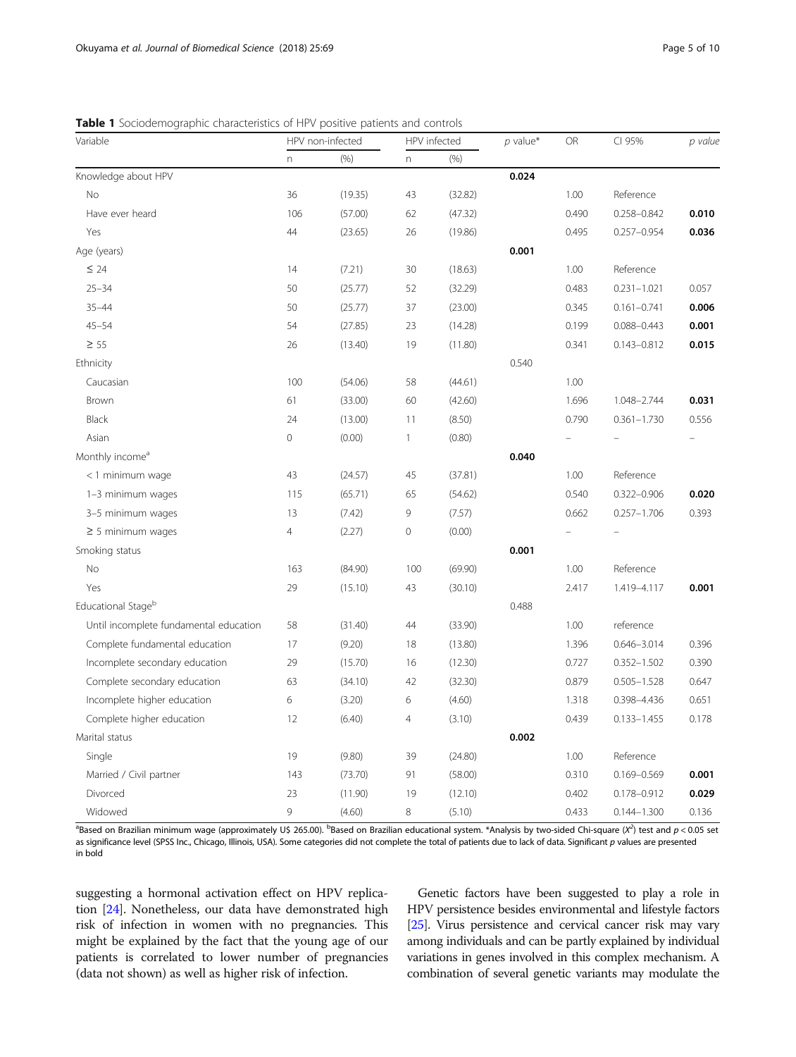**Table 1** Sociodemographic characteristics of HPV positive patients and controls

| Variable | HPV non-infected | | HPV infected | | *p* value* | OR | CI 95% | *p value* |
|---|---|---|---|---|---|---|---|---|
| | n | (%) | n | (%) | | | | |
| Knowledge about HPV | | | | | **0.024** | | | |
| No | 36 | (19.35) | 43 | (32.82) | | 1.00 | Reference | |
| Have ever heard | 106 | (57.00) | 62 | (47.32) | | 0.490 | 0.258–0.842 | **0.010** |
| Yes | 44 | (23.65) | 26 | (19.86) | | 0.495 | 0.257–0.954 | **0.036** |
| Age (years) | | | | | **0.001** | | | |
| ≤ 24 | 14 | (7.21) | 30 | (18.63) | | 1.00 | Reference | |
| 25–34 | 50 | (25.77) | 52 | (32.29) | | 0.483 | 0.231–1.021 | 0.057 |
| 35–44 | 50 | (25.77) | 37 | (23.00) | | 0.345 | 0.161–0.741 | **0.006** |
| 45–54 | 54 | (27.85) | 23 | (14.28) | | 0.199 | 0.088–0.443 | **0.001** |
| ≥ 55 | 26 | (13.40) | 19 | (11.80) | | 0.341 | 0.143–0.812 | **0.015** |
| Ethnicity | | | | | 0.540 | | | |
| Caucasian | 100 | (54.06) | 58 | (44.61) | | 1.00 | | |
| Brown | 61 | (33.00) | 60 | (42.60) | | 1.696 | 1.048–2.744 | **0.031** |
| Black | 24 | (13.00) | 11 | (8.50) | | 0.790 | 0.361–1.730 | 0.556 |
| Asian | 0 | (0.00) | 1 | (0.80) | | – | – | – |
| Monthly income[a] | | | | | **0.040** | | | |
| < 1 minimum wage | 43 | (24.57) | 45 | (37.81) | | 1.00 | Reference | |
| 1–3 minimum wages | 115 | (65.71) | 65 | (54.62) | | 0.540 | 0.322–0.906 | **0.020** |
| 3–5 minimum wages | 13 | (7.42) | 9 | (7.57) | | 0.662 | 0.257–1.706 | 0.393 |
| ≥ 5 minimum wages | 4 | (2.27) | 0 | (0.00) | | – | – | |
| Smoking status | | | | | **0.001** | | | |
| No | 163 | (84.90) | 100 | (69.90) | | 1.00 | Reference | |
| Yes | 29 | (15.10) | 43 | (30.10) | | 2.417 | 1.419–4.117 | **0.001** |
| Educational Stage[b] | | | | | 0.488 | | | |
| Until incomplete fundamental education | 58 | (31.40) | 44 | (33.90) | | 1.00 | reference | |
| Complete fundamental education | 17 | (9.20) | 18 | (13.80) | | 1.396 | 0.646–3.014 | 0.396 |
| Incomplete secondary education | 29 | (15.70) | 16 | (12.30) | | 0.727 | 0.352–1.502 | 0.390 |
| Complete secondary education | 63 | (34.10) | 42 | (32.30) | | 0.879 | 0.505–1.528 | 0.647 |
| Incomplete higher education | 6 | (3.20) | 6 | (4.60) | | 1.318 | 0.398–4.436 | 0.651 |
| Complete higher education | 12 | (6.40) | 4 | (3.10) | | 0.439 | 0.133–1.455 | 0.178 |
| Marital status | | | | | **0.002** | | | |
| Single | 19 | (9.80) | 39 | (24.80) | | 1.00 | Reference | |
| Married / Civil partner | 143 | (73.70) | 91 | (58.00) | | 0.310 | 0.169–0.569 | **0.001** |
| Divorced | 23 | (11.90) | 19 | (12.10) | | 0.402 | 0.178–0.912 | **0.029** |
| Widowed | 9 | (4.60) | 8 | (5.10) | | 0.433 | 0.144–1.300 | 0.136 |

[a]Based on Brazilian minimum wage (approximately U$ 265.00). [b]Based on Brazilian educational system. *Analysis by two-sided Chi-square ($X^2$) test and $p < 0.05$ set as significance level (SPSS Inc., Chicago, Illinois, USA). Some categories did not complete the total of patients due to lack of data. Significant *p* values are presented in bold

suggesting a hormonal activation effect on HPV replication [24]. Nonetheless, our data have demonstrated high risk of infection in women with no pregnancies. This might be explained by the fact that the young age of our patients is correlated to lower number of pregnancies (data not shown) as well as higher risk of infection.

Genetic factors have been suggested to play a role in HPV persistence besides environmental and lifestyle factors [25]. Virus persistence and cervical cancer risk may vary among individuals and can be partly explained by individual variations in genes involved in this complex mechanism. A combination of several genetic variants may modulate the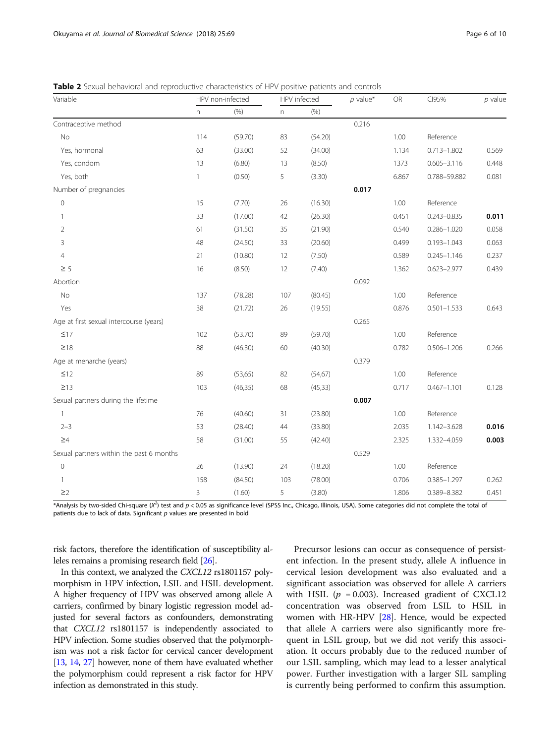**Table 2** Sexual behavioral and reproductive characteristics of HPV positive patients and controls

| Variable | HPV non-infected | | HPV infected | | $p$ value* | OR | CI95% | $p$ value |
|---|---|---|---|---|---|---|---|---|
| | n | (%) | n | (%) | | | | |
| Contraceptive method | | | | | 0.216 | | | |
| No | 114 | (59.70) | 83 | (54.20) | | 1.00 | Reference | |
| Yes, hormonal | 63 | (33.00) | 52 | (34.00) | | 1.134 | 0.713–1.802 | 0.569 |
| Yes, condom | 13 | (6.80) | 13 | (8.50) | | 1373 | 0.605–3.116 | 0.448 |
| Yes, both | 1 | (0.50) | 5 | (3.30) | | 6.867 | 0.788–59.882 | 0.081 |
| Number of pregnancies | | | | | **0.017** | | | |
| 0 | 15 | (7.70) | 26 | (16.30) | | 1.00 | Reference | |
| 1 | 33 | (17.00) | 42 | (26.30) | | 0.451 | 0.243–0.835 | **0.011** |
| 2 | 61 | (31.50) | 35 | (21.90) | | 0.540 | 0.286–1.020 | 0.058 |
| 3 | 48 | (24.50) | 33 | (20.60) | | 0.499 | 0.193–1.043 | 0.063 |
| 4 | 21 | (10.80) | 12 | (7.50) | | 0.589 | 0.245–1.146 | 0.237 |
| ≥ 5 | 16 | (8.50) | 12 | (7.40) | | 1.362 | 0.623–2.977 | 0.439 |
| Abortion | | | | | 0.092 | | | |
| No | 137 | (78.28) | 107 | (80.45) | | 1.00 | Reference | |
| Yes | 38 | (21.72) | 26 | (19.55) | | 0.876 | 0.501–1.533 | 0.643 |
| Age at first sexual intercourse (years) | | | | | 0.265 | | | |
| ≤17 | 102 | (53.70) | 89 | (59.70) | | 1.00 | Reference | |
| ≥18 | 88 | (46.30) | 60 | (40.30) | | 0.782 | 0.506–1.206 | 0.266 |
| Age at menarche (years) | | | | | 0.379 | | | |
| ≤12 | 89 | (53,65) | 82 | (54,67) | | 1.00 | Reference | |
| ≥13 | 103 | (46,35) | 68 | (45,33) | | 0.717 | 0.467–1.101 | 0.128 |
| Sexual partners during the lifetime | | | | | **0.007** | | | |
| 1 | 76 | (40.60) | 31 | (23.80) | | 1.00 | Reference | |
| 2–3 | 53 | (28.40) | 44 | (33.80) | | 2.035 | 1.142–3.628 | **0.016** |
| ≥4 | 58 | (31.00) | 55 | (42.40) | | 2.325 | 1.332–4.059 | **0.003** |
| Sexual partners within the past 6 months | | | | | 0.529 | | | |
| 0 | 26 | (13.90) | 24 | (18.20) | | 1.00 | Reference | |
| 1 | 158 | (84.50) | 103 | (78.00) | | 0.706 | 0.385–1.297 | 0.262 |
| ≥2 | 3 | (1.60) | 5 | (3.80) | | 1.806 | 0.389–8.382 | 0.451 |

*Analysis by two-sided Chi-square ($X^2$) test and $p < 0.05$ as significance level (SPSS Inc., Chicago, Illinois, USA). Some categories did not complete the total of patients due to lack of data. Significant $p$ values are presented in bold

risk factors, therefore the identification of susceptibility alleles remains a promising research field [26].

In this context, we analyzed the *CXCL12* rs1801157 polymorphism in HPV infection, LSIL and HSIL development. A higher frequency of HPV was observed among allele A carriers, confirmed by binary logistic regression model adjusted for several factors as confounders, demonstrating that *CXCL12* rs1801157 is independently associated to HPV infection. Some studies observed that the polymorphism was not a risk factor for cervical cancer development [13, 14, 27] however, none of them have evaluated whether the polymorphism could represent a risk factor for HPV infection as demonstrated in this study.

Precursor lesions can occur as consequence of persistent infection. In the present study, allele A influence in cervical lesion development was also evaluated and a significant association was observed for allele A carriers with HSIL ($p$ = 0.003). Increased gradient of CXCL12 concentration was observed from LSIL to HSIL in women with HR-HPV [28]. Hence, would be expected that allele A carriers were also significantly more frequent in LSIL group, but we did not verify this association. It occurs probably due to the reduced number of our LSIL sampling, which may lead to a lesser analytical power. Further investigation with a larger SIL sampling is currently being performed to confirm this assumption.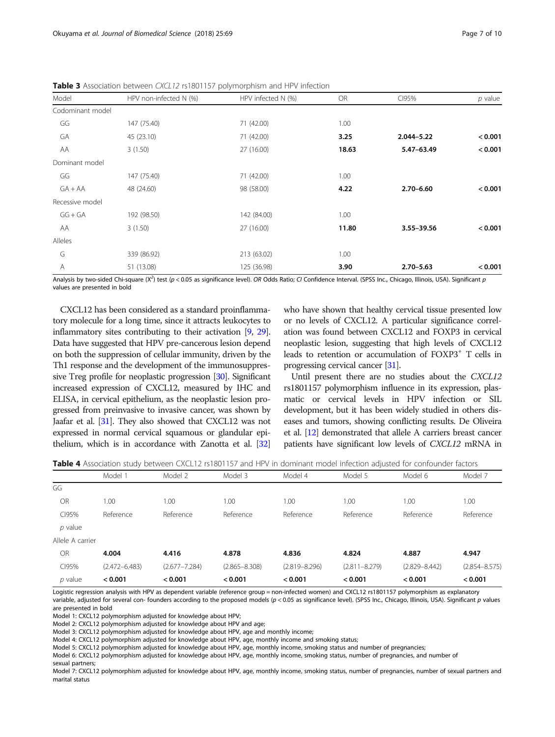**Table 3** Association between *CXCL12* rs1801157 polymorphism and HPV infection

| Model | HPV non-infected N (%) | HPV infected N (%) | OR | CI95% | *p* value |
|---|---|---|---|---|---|
| Codominant model | | | | | |
| GG | 147 (75.40) | 71 (42.00) | 1.00 | | |
| GA | 45 (23.10) | 71 (42.00) | **3.25** | **2.044–5.22** | **< 0.001** |
| AA | 3 (1.50) | 27 (16.00) | **18.63** | **5.47–63.49** | **< 0.001** |
| Dominant model | | | | | |
| GG | 147 (75.40) | 71 (42.00) | 1.00 | | |
| GA + AA | 48 (24.60) | 98 (58.00) | **4.22** | **2.70–6.60** | **< 0.001** |
| Recessive model | | | | | |
| GG + GA | 192 (98.50) | 142 (84.00) | 1.00 | | |
| AA | 3 (1.50) | 27 (16.00) | **11.80** | **3.55–39.56** | **< 0.001** |
| Alleles | | | | | |
| G | 339 (86.92) | 213 (63.02) | 1.00 | | |
| A | 51 (13.08) | 125 (36.98) | **3.90** | **2.70–5.63** | **< 0.001** |

Analysis by two-sided Chi-square ($X^2$) test ($p < 0.05$ as significance level). *OR* Odds Ratio; *CI* Confidence Interval. (SPSS Inc., Chicago, Illinois, USA). Significant *p* values are presented in bold

CXCL12 has been considered as a standard proinflammatory molecule for a long time, since it attracts leukocytes to inflammatory sites contributing to their activation [9, 29]. Data have suggested that HPV pre-cancerous lesion depend on both the suppression of cellular immunity, driven by the Th1 response and the development of the immunosuppressive Treg profile for neoplastic progression [30]. Significant increased expression of CXCL12, measured by IHC and ELISA, in cervical epithelium, as the neoplastic lesion progressed from preinvasive to invasive cancer, was shown by Jaafar et al. [31]. They also showed that CXCL12 was not expressed in normal cervical squamous or glandular epithelium, which is in accordance with Zanotta et al. [32] who have shown that healthy cervical tissue presented low or no levels of CXCL12. A particular significance correlation was found between CXCL12 and FOXP3 in cervical neoplastic lesion, suggesting that high levels of CXCL12 leads to retention or accumulation of FOXP3$^+$ T cells in progressing cervical cancer [31].

Until present there are no studies about the *CXCL12* rs1801157 polymorphism influence in its expression, plasmatic or cervical levels in HPV infection or SIL development, but it has been widely studied in others diseases and tumors, showing conflicting results. De Oliveira et al. [12] demonstrated that allele A carriers breast cancer patients have significant low levels of *CXCL12* mRNA in

**Table 4** Association study between CXCL12 rs1801157 and HPV in dominant model infection adjusted for confounder factors

| | Model 1 | Model 2 | Model 3 | Model 4 | Model 5 | Model 6 | Model 7 |
|---|---|---|---|---|---|---|---|
| GG | | | | | | | |
| OR | 1.00 | 1.00 | 1.00 | 1.00 | 1.00 | 1.00 | 1.00 |
| CI95% | Reference | Reference | Reference | Reference | Reference | Reference | Reference |
| *p* value | | | | | | | |
| Allele A carrier | | | | | | | |
| OR | **4.004** | **4.416** | **4.878** | **4.836** | **4.824** | **4.887** | **4.947** |
| CI95% | (2.472–6.483) | (2.677–7.284) | (2.865–8.308) | (2.819–8.296) | (2.811–8.279) | (2.829–8.442) | (2.854–8.575) |
| *p* value | **< 0.001** | **< 0.001** | **< 0.001** | **< 0.001** | **< 0.001** | **< 0.001** | **< 0.001** |

Logistic regression analysis with HPV as dependent variable (reference group = non-infected women) and CXCL12 rs1801157 polymorphism as explanatory variable, adjusted for several con- founders according to the proposed models ($p < 0.05$ as significance level). (SPSS Inc., Chicago, Illinois, USA). Significant *p* values are presented in bold

Model 1: CXCL12 polymorphism adjusted for knowledge about HPV;
Model 2: CXCL12 polymorphism adjusted for knowledge about HPV and age;
Model 3: CXCL12 polymorphism adjusted for knowledge about HPV, age and monthly income;
Model 4: CXCL12 polymorphism adjusted for knowledge about HPV, age, monthly income and smoking status;
Model 5: CXCL12 polymorphism adjusted for knowledge about HPV, age, monthly income, smoking status and number of pregnancies;
Model 6: CXCL12 polymorphism adjusted for knowledge about HPV, age, monthly income, smoking status, number of pregnancies, and number of sexual partners;
Model 7: CXCL12 polymorphism adjusted for knowledge about HPV, age, monthly income, smoking status, number of pregnancies, number of sexual partners and marital status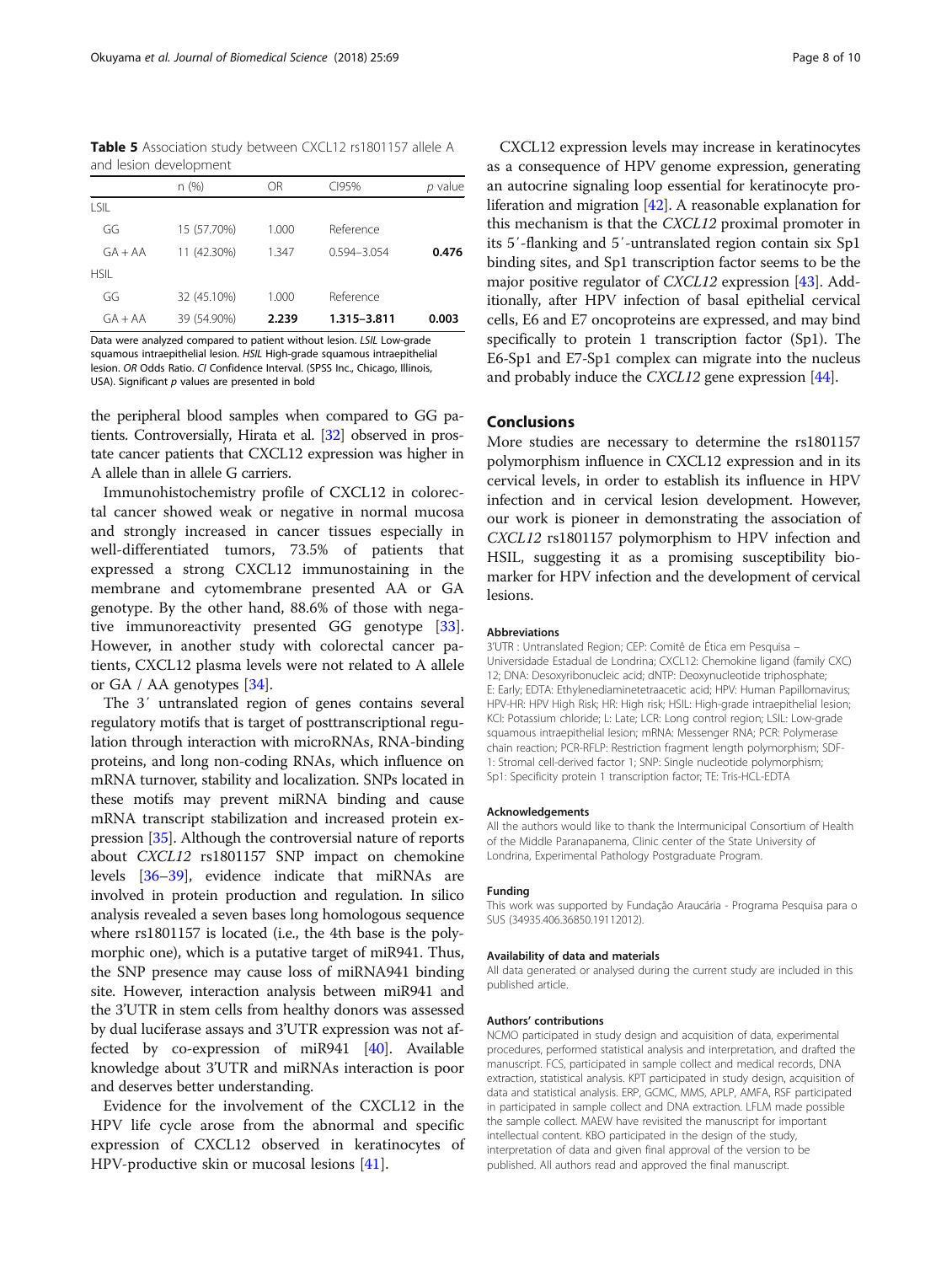**Table 5** Association study between CXCL12 rs1801157 allele A and lesion development

| | n (%) | OR | CI95% | *p* value |
|---|---|---|---|---|
| LSIL | | | | |
| GG | 15 (57.70%) | 1.000 | Reference | |
| GA + AA | 11 (42.30%) | 1.347 | 0.594–3.054 | **0.476** |
| HSIL | | | | |
| GG | 32 (45.10%) | 1.000 | Reference | |
| GA + AA | 39 (54.90%) | **2.239** | **1.315–3.811** | **0.003** |

Data were analyzed compared to patient without lesion. *LSIL* Low-grade squamous intraepithelial lesion. *HSIL* High-grade squamous intraepithelial lesion. *OR* Odds Ratio. *CI* Confidence Interval. (SPSS Inc., Chicago, Illinois, USA). Significant *p* values are presented in bold

the peripheral blood samples when compared to GG patients. Controversially, Hirata et al. [32] observed in prostate cancer patients that CXCL12 expression was higher in A allele than in allele G carriers.

Immunohistochemistry profile of CXCL12 in colorectal cancer showed weak or negative in normal mucosa and strongly increased in cancer tissues especially in well-differentiated tumors, 73.5% of patients that expressed a strong CXCL12 immunostaining in the membrane and cytomembrane presented AA or GA genotype. By the other hand, 88.6% of those with negative immunoreactivity presented GG genotype [33]. However, in another study with colorectal cancer patients, CXCL12 plasma levels were not related to A allele or GA / AA genotypes [34].

The 3′ untranslated region of genes contains several regulatory motifs that is target of posttranscriptional regulation through interaction with microRNAs, RNA-binding proteins, and long non-coding RNAs, which influence on mRNA turnover, stability and localization. SNPs located in these motifs may prevent miRNA binding and cause mRNA transcript stabilization and increased protein expression [35]. Although the controversial nature of reports about *CXCL12* rs1801157 SNP impact on chemokine levels [36–39], evidence indicate that miRNAs are involved in protein production and regulation. In silico analysis revealed a seven bases long homologous sequence where rs1801157 is located (i.e., the 4th base is the polymorphic one), which is a putative target of miR941. Thus, the SNP presence may cause loss of miRNA941 binding site. However, interaction analysis between miR941 and the 3'UTR in stem cells from healthy donors was assessed by dual luciferase assays and 3'UTR expression was not affected by co-expression of miR941 [40]. Available knowledge about 3'UTR and miRNAs interaction is poor and deserves better understanding.

Evidence for the involvement of the CXCL12 in the HPV life cycle arose from the abnormal and specific expression of CXCL12 observed in keratinocytes of HPV-productive skin or mucosal lesions [41].

CXCL12 expression levels may increase in keratinocytes as a consequence of HPV genome expression, generating an autocrine signaling loop essential for keratinocyte proliferation and migration [42]. A reasonable explanation for this mechanism is that the *CXCL12* proximal promoter in its 5′-flanking and 5′-untranslated region contain six Sp1 binding sites, and Sp1 transcription factor seems to be the major positive regulator of *CXCL12* expression [43]. Additionally, after HPV infection of basal epithelial cervical cells, E6 and E7 oncoproteins are expressed, and may bind specifically to protein 1 transcription factor (Sp1). The E6-Sp1 and E7-Sp1 complex can migrate into the nucleus and probably induce the *CXCL12* gene expression [44].

## Conclusions

More studies are necessary to determine the rs1801157 polymorphism influence in CXCL12 expression and in its cervical levels, in order to establish its influence in HPV infection and in cervical lesion development. However, our work is pioneer in demonstrating the association of *CXCL12* rs1801157 polymorphism to HPV infection and HSIL, suggesting it as a promising susceptibility biomarker for HPV infection and the development of cervical lesions.

#### Abbreviations

3'UTR : Untranslated Region; CEP: Comitê de Ética em Pesquisa – Universidade Estadual de Londrina; CXCL12: Chemokine ligand (family CXC) 12; DNA: Desoxyribonucleic acid; dNTP: Deoxynucleotide triphosphate; E: Early; EDTA: Ethylenediaminetetraacetic acid; HPV: Human Papillomavirus; HPV-HR: HPV High Risk; HR: High risk; HSIL: High-grade intraepithelial lesion; KCl: Potassium chloride; L: Late; LCR: Long control region; LSIL: Low-grade squamous intraepithelial lesion; mRNA: Messenger RNA; PCR: Polymerase chain reaction; PCR-RFLP: Restriction fragment length polymorphism; SDF-1: Stromal cell-derived factor 1; SNP: Single nucleotide polymorphism; Sp1: Specificity protein 1 transcription factor; TE: Tris-HCL-EDTA

#### Acknowledgements

All the authors would like to thank the Intermunicipal Consortium of Health of the Middle Paranapanema, Clinic center of the State University of Londrina, Experimental Pathology Postgraduate Program.

#### Funding

This work was supported by Fundação Araucária - Programa Pesquisa para o SUS (34935.406.36850.19112012).

#### Availability of data and materials

All data generated or analysed during the current study are included in this published article.

#### Authors' contributions

NCMO participated in study design and acquisition of data, experimental procedures, performed statistical analysis and interpretation, and drafted the manuscript. FCS, participated in sample collect and medical records, DNA extraction, statistical analysis. KPT participated in study design, acquisition of data and statistical analysis. ERP, GCMC, MMS, APLP, AMFA, RSF participated in participated in sample collect and DNA extraction. LFLM made possible the sample collect. MAEW have revisited the manuscript for important intellectual content. KBO participated in the design of the study, interpretation of data and given final approval of the version to be published. All authors read and approved the final manuscript.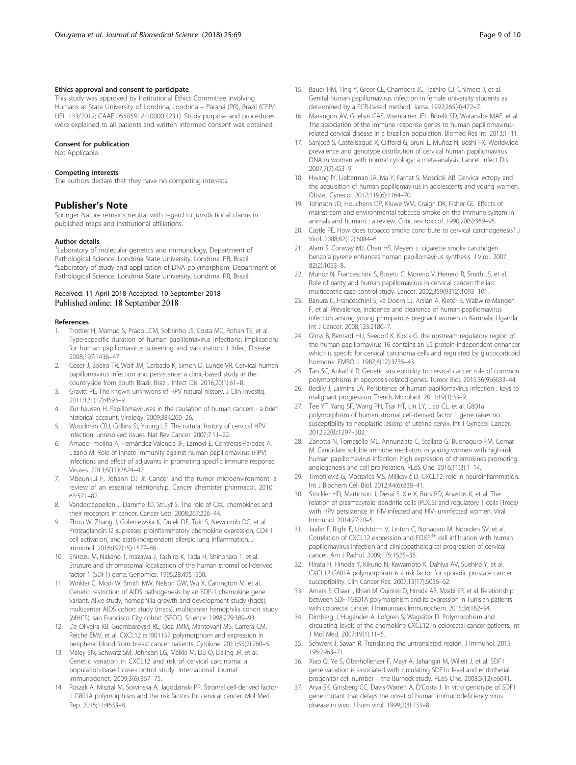#### Ethics approval and consent to participate

This study was approved by Institutional Ethics Committee Involving Humans at State University of Londrina, Londrina – Paraná (PR), Brazil (CEP/UEL 133/2012; CAAE 05505912.0.0000.5231). Study purpose and procedures were explained to all patients and written informed consent was obtained.

#### Consent for publication

Not Applicable.

#### Competing interests

The authors declare that they have no competing interests.

## Publisher's Note

Springer Nature remains neutral with regard to jurisdictional claims in published maps and institutional affiliations.

#### Author details

[1]Laboratory of molecular genetics and immunology, Department of Pathological Science, Londrina State University, Londrina, PR, Brazil. [2]Laboratory of study and application of DNA polymorphism, Department of Pathological Science, Londrina State University, Londrina, PR, Brazil.

Received: 11 April 2018 Accepted: 10 September 2018
Published online: 18 September 2018

#### References

1. Trottier H, Mamud S, Prado JCM, Sobrinho JS, Costa MC, Rohan TE, et al. Type-scpecific duration of human papillomavirus infections: implications for human papillomavirus screening and vaccination. J Infec. Disease. 2008;197:1436–47.
2. Coser J, Boeira TR, Wolf JM, Cerbado K, Simon D, Lunge VR. Cervical human papillomavirus infection and persistence: a clinic-based study in the countryside from South Brazil. Braz J Infect Dis. 2016;20(1):61–8.
3. Gravitt PE. The known unknwons of HPV natural history. J Clin Investig. 2011;121(12):4593–9.
4. Zur hausen H. Papillomaviruses in the causation of human cancers - a brief historical account. Virology. 2009;384:260–26.
5. Woodman CBJ, Collins SI, Young LS. The natural history of cervical HPV infection: unresolved issues. Nat Rev Cancer. 2007;7:11–22.
6. Amador-molina A, Hernández-Valencia JF, Lamoyi E, Contreras-Paredes A, Lizano M. Role of innate immunity against human papillomavirus (HPV) infections and effect of adjuvants in promoting specific immune response. Viruses. 2013;5(11):2624–42.
7. Mbeunkui F, Johann DJ Jr. Cancer and the tumor microenvironment: a review of an essential relationship. Cancer chemoter pharmacol. 2010; 63:571–82.
8. Vandercappellen J, Damme JD, Struyf S. The role of CXC chemokines and their receptors in cancer. Cancer Lett. 2008;267:226–44.
9. Zhou W, Zhang J, Goleniewska K, Dulek DE, Toki S, Newcomb DC, et al. Prostaglandin I2 supresses proinflammatory chemokine expression, CD4 T cell activation, and stat6-independent allergic lung inflammation. J Immunol. 2016;197(15):1577–86.
10. Shirozu M, Nakano T, Inazawa J, Tashiro K, Tada H, Shinohara T, et al. Struture and chromosomal localization of the human stromal cell-derived factor 1 (SDF1) gene. Genomics. 1995;28:495–500.
11. Winkler C, Modi W, Smith MW, Nelson GW, Wu X, Carrington M, et al. Genetic restriction of AIDS pathogenesis by an SDF-1 chemokine gene variant. Alive study, hemophilia growth and development study (hgds), multicenter AIDS cohort study (macs), multicenter hemophilia cohort study (MHCS), san Francisco City cohort (SFCC). Science. 1998;279:389–93.
12. De Oliveira KB, Guembarovski RL, Oda JMM, Mantovani MS, Carrera CM, Reiche EMV, et al. CXCL12 rs1801157 polymorphism and expression in peripheral blood from breast cancer patients. Cytokine. 2011;55(2):260–5.
13. Maley SN, Schwatz SM, Johnson LG, Malkki M, Du Q, Daling JR, et al. Genetic variation in CXCL12 and risk of cervical carcinoma: a population-based case-control study. International Journal Immunogenet. 2009;3(6):367–75.
14. Roszak A, Misztal M, Sowinska A, Jagodzinski PP. Stromal cell-derived factor-1 G801A polymorphism and the risk factors for cervical cancer. Mol Med Rep. 2015;11:4633–8.
15. Bauer HM, Ting Y, Greer CE, Chambers JC, Tashiro CJ, Chimera J, et al. Genital human papillomavirus infection in female university students as determined by a PCR-based method. Jama. 1992;265(4):472–7.
16. Marangon AV, Guelsin GAS, Visentainer JEL, Borelli SD, Watanabe MAE, et al. The association of the immune response genes to human papillomavirus-related cervical disease in a brazilian population. Biomed Res Int. 2013:1–11.
17. Sanjosé S, Castellsagué X, Clifford G, Bruni L, Muñoz N, Boshi FX. Worldwide prevalence and genotype distribution of cervical human papillomavirus DNA in women with normal cytology: a meta-analysis. Lancet Infect Dis. 2007;7(7):453–9.
18. Hwang IY, Lieberman JA, Ma Y, Farhat S, Moscicki AB. Cervical ectopy and the acquisition of human papillomavirus in adolescents and young women. Obstet Gynecol. 2012;119(6):1164–70.
19. Johnson JD, Houchens DP, Kluwe WM, Craign DK, Fisher GL. Effects of mainstream and environmental tobacco smoke on the immune system in animals and humans : a review. Critic rev toxicol. 1990;20(5):369–95.
20. Castle PE. How does tobacco smoke contribute to cervical carcinogenesis? J Virol. 2008;82(12):6084–6.
21. Alam S, Conway MJ, Chen HS. Meyers c. cigarette smoke carcinogen benzo[a]pyrene enhances human papillomavirus synthesis. J Virol. 2007; 82(2):1053–8.
22. Munoz N, Franceschini S, Bosetti C, Moreno V, Herrero R, Smith JS, et al. Role of parity and human papillomavirus in cervical cancer: the iarc multicentric case-control study. Lancet. 2002;359(9312):1093–101.
23. Banura C, Franceschini S, va Doorn LJ, Arslan A, Kleter B, Wabwire-Mangen F, et al. Prevalence, incidence and clearence of human papillomavirus infection among young primiparous pregnant women in Kampala, Uganda. Int J Cancer. 2008;123:2180–7.
24. Gloss B, Bernard HU, Seedorf K. Klock G. the upstream regulatory region of the human papillomavirus 16 contains an E2 protein-independent enhancer which is specifc for cervical carcinoma cells and regulated by glucocorticoid hormone. EMBO J. 1987;6(12):3735–43.
25. Tan SC, Ankathil R. Genetic susceptibility to cervical cancer: role of common polymorphisms in apoptosis-related genes. Tumor Biol. 2015;36(9):6633–44.
26. Bodily J, Laimins LA. Persistence of human papillomavirus infection : keys to malignant progression. Trends Microbiol. 2011;19(1):33–9.
27. Tee YT, Yang SF, Wang PH, Tsai HT, Lin LY, Liao CL, et al. G801a polymorphism of human stromal cell-derived factor 1 gene raises no susceptibility to neoplastic lesions of uterine cervix. Int J Gynecol Cancer. 2012;22(8):1297–302.
28. Zanotta N, Tornesello ML, Annunziata C, Stellato G, Buonaguro FM, Comar M. Candidate soluble immune mediators in young women with high-risk human papillomavirus infection: high expression of chemokines promoting angiogenesis and cell proliferation. PLoS One. 2016;11(3):1–14.
29. Timotijević G, Mostarica MS, Miljković D. CXCL12: role in neuroinflammation. Int J Biochem Cell Biol. 2012;44(6):838–41.
30. Strickler HD, Martinson J, Desai S, Xie X, Burk RD, Anastos K, et al. The relation of plasmacytoid dendritic cells (PDCS) and regulatory T-cells (Tregs) with HPV persistence in HIV-infected and HIV- uninfected women. Viral Immunol. 2014;27:20–5.
31. Jaafar F, Righi E, Lindstorm V, Linton C, Nohadani M, Noorden SV, et al. Correlation of CXCL12 expression and $FOXP^{3+}$ cell infiltration with human papillomavirus infection and clinicopathological progression of cervical cancer. Am J Pathol. 2009;175:1525–35.
32. Hirata H, Hinoda Y, Kikuno N, Kawamoto K, Dahiya AV, Suehiro Y, et al. CXCL12 G801A polymorphism is a risk factor for sporadic prostate cancer susceptibility. Clin Cancer Res. 2007;13(17):5056–62.
33. Amara S, Chaar I, Khiari M, Ouinissi D, Hmida AB, Mzabi SR, et al. Relationship between SDF-1G801A polymorphism and its expression in Tunisian patients with colorectal cancer. J Immunoass Immunochem. 2015;36:182–94.
34. Dimberg J, Hugander A, Löfgren S, Wagsäter D. Polymorphism and circulating levels of the chemokine CXCL12 in colorectal cancer patients. Int J Mol Med. 2007;19(1):11–5.
35. Schwerk J, Savan R. Translating the untranslated region. J Immunol. 2015; 195:2963–71.
36. Xiao Q, Ye S, Oberhollenzer F, Mayr A, Jahangiri M, Willeit J, et al. SDF1 gene variation is associated with circulating SDF1α level and endothelial progenitor cell number – the Burneck study. PLoS One. 2008;3(12):e6041.
37. Arya SK, Ginsberg CC, Davis-Warren A, D'Costa J. In vitro genotype of SDF1 gene mutant that delays the onset of human immunodeficiency virus disease in vivo. J hum virol. 1999;2(3):133–8.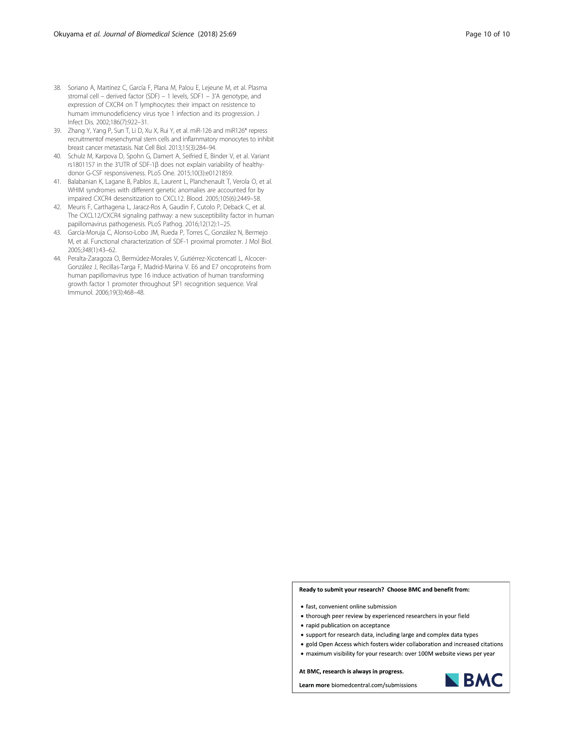38. Soriano A, Martínez C, García F, Plana M, Palou E, Lejeune M, et al. Plasma stromal cell – derived factor (SDF) – 1 levels, SDF1 – 3'A genotype, and expression of CXCR4 on T lymphocytes: their impact on resistence to humam immunodeficiency virus tyoe 1 infection and its progression. J Infect Dis. 2002;186(7):922–31.
39. Zhang Y, Yang P, Sun T, Li D, Xu X, Rui Y, et al. miR-126 and miR126* repress recruitmentof mesenchymal stem cells and inflammatory monocytes to inhibit breast cancer metastasis. Nat Cell Biol. 2013;15(3):284–94.
40. Schulz M, Karpova D, Spohn G, Damert A, Seifried E, Binder V, et al. Variant rs1801157 in the 3'UTR of SDF-1β does not explain variability of healthy-donor G-CSF responsiveness. PLoS One. 2015;10(3):e0121859.
41. Balabanian K, Lagane B, Pablos JL, Laurent L, Planchenault T, Verola O, et al. WHIM syndromes with different genetic anomalies are accounted for by impaired CXCR4 desensitization to CXCL12. Blood. 2005;105(6):2449–58.
42. Meuris F, Carthagena L, Jaracz-Ros A, Gaudin F, Cutolo P, Deback C, et al. The CXCL12/CXCR4 signaling pathway: a new susceptibility factor in human papillomavirus pathogenesis. PLoS Pathog. 2016;12(12):1–25.
43. García-Moruja C, Alonso-Lobo JM, Rueda P, Torres C, González N, Bermejo M, et al. Functional characterization of SDF-1 proximal promoter. J Mol Biol. 2005;*348*(1):43–62.
44. Peralta-Zaragoza O, Bermúdez-Morales V, Gutiérrez-Xicotencatl L, Alcocer-González J, Recillas-Targa F, Madrid-Marina V. E6 and E7 oncoproteins from human papillomavirus type 16 induce activation of human transforming growth factor 1 promoter throughout SP1 recognition sequence. Viral Immunol. 2006;19(3):468–48.

**Ready to submit your research? Choose BMC and benefit from:**

- fast, convenient online submission
- thorough peer review by experienced researchers in your field
- rapid publication on acceptance
- support for research data, including large and complex data types
- gold Open Access which fosters wider collaboration and increased citations
- maximum visibility for your research: over 100M website views per year

**At BMC, research is always in progress.**

**Learn more** biomedcentral.com/submissions

BMC